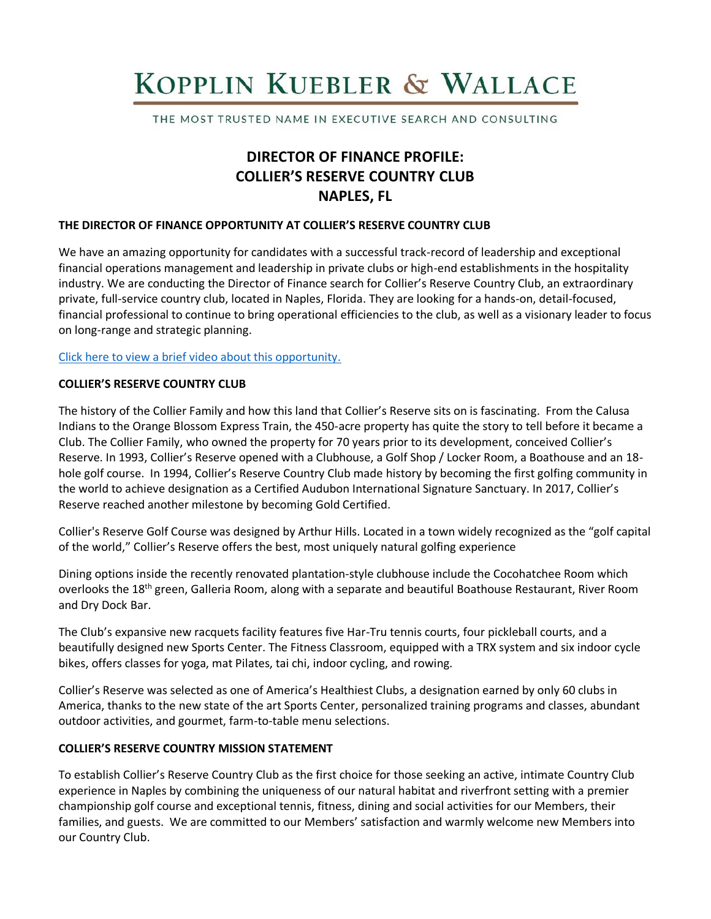# KOPPLIN KUEBLER & WALLACE

THE MOST TRUSTED NAME IN EXECUTIVE SEARCH AND CONSULTING

## DIRECTOR OF FINANCE PROFILE:
## COLLIER'S RESERVE COUNTRY CLUB
## NAPLES, FL

### THE DIRECTOR OF FINANCE OPPORTUNITY AT COLLIER'S RESERVE COUNTRY CLUB

We have an amazing opportunity for candidates with a successful track-record of leadership and exceptional financial operations management and leadership in private clubs or high-end establishments in the hospitality industry. We are conducting the Director of Finance search for Collier's Reserve Country Club, an extraordinary private, full-service country club, located in Naples, Florida. They are looking for a hands-on, detail-focused, financial professional to continue to bring operational efficiencies to the club, as well as a visionary leader to focus on long-range and strategic planning.

Click here to view a brief video about this opportunity.

### COLLIER'S RESERVE COUNTRY CLUB

The history of the Collier Family and how this land that Collier's Reserve sits on is fascinating. From the Calusa Indians to the Orange Blossom Express Train, the 450-acre property has quite the story to tell before it became a Club. The Collier Family, who owned the property for 70 years prior to its development, conceived Collier's Reserve. In 1993, Collier's Reserve opened with a Clubhouse, a Golf Shop / Locker Room, a Boathouse and an 18-hole golf course. In 1994, Collier's Reserve Country Club made history by becoming the first golfing community in the world to achieve designation as a Certified Audubon International Signature Sanctuary. In 2017, Collier's Reserve reached another milestone by becoming Gold Certified.

Collier's Reserve Golf Course was designed by Arthur Hills. Located in a town widely recognized as the "golf capital of the world," Collier's Reserve offers the best, most uniquely natural golfing experience

Dining options inside the recently renovated plantation-style clubhouse include the Cocohatchee Room which overlooks the 18th green, Galleria Room, along with a separate and beautiful Boathouse Restaurant, River Room and Dry Dock Bar.

The Club's expansive new racquets facility features five Har-Tru tennis courts, four pickleball courts, and a beautifully designed new Sports Center. The Fitness Classroom, equipped with a TRX system and six indoor cycle bikes, offers classes for yoga, mat Pilates, tai chi, indoor cycling, and rowing.

Collier's Reserve was selected as one of America's Healthiest Clubs, a designation earned by only 60 clubs in America, thanks to the new state of the art Sports Center, personalized training programs and classes, abundant outdoor activities, and gourmet, farm-to-table menu selections.

### COLLIER'S RESERVE COUNTRY MISSION STATEMENT

To establish Collier's Reserve Country Club as the first choice for those seeking an active, intimate Country Club experience in Naples by combining the uniqueness of our natural habitat and riverfront setting with a premier championship golf course and exceptional tennis, fitness, dining and social activities for our Members, their families, and guests. We are committed to our Members' satisfaction and warmly welcome new Members into our Country Club.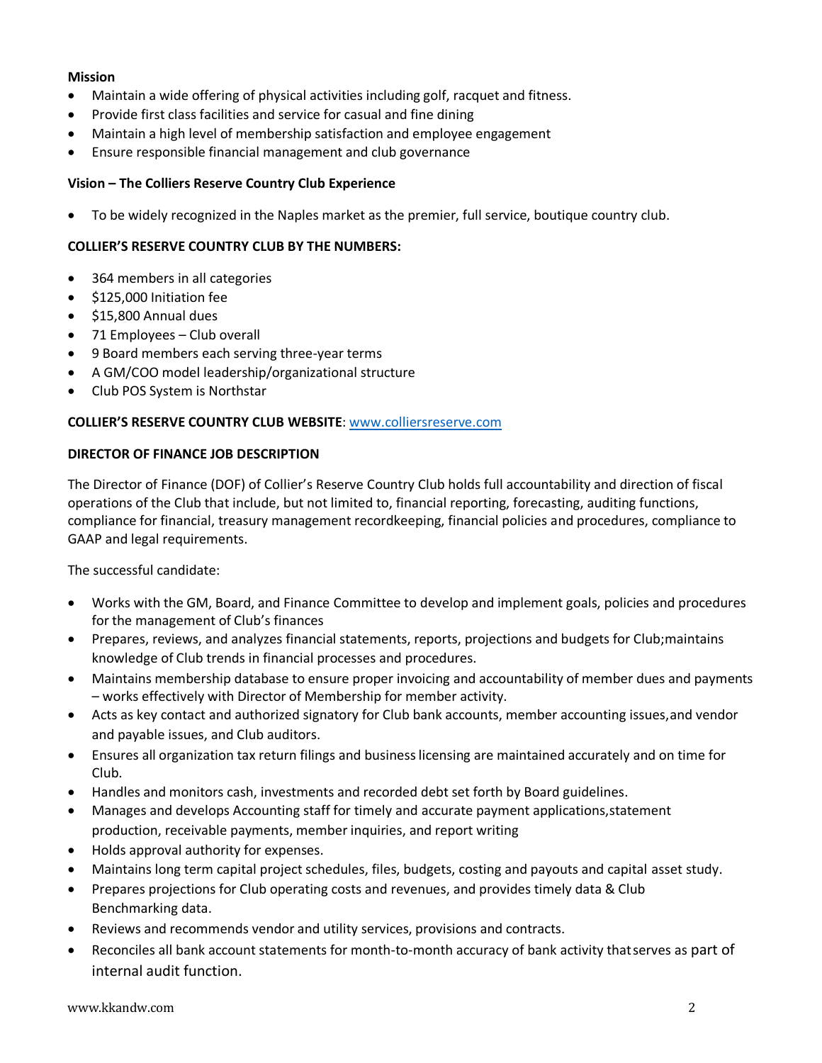**Mission**

- Maintain a wide offering of physical activities including golf, racquet and fitness.
- Provide first class facilities and service for casual and fine dining
- Maintain a high level of membership satisfaction and employee engagement
- Ensure responsible financial management and club governance

**Vision – The Colliers Reserve Country Club Experience**

- To be widely recognized in the Naples market as the premier, full service, boutique country club.

**COLLIER'S RESERVE COUNTRY CLUB BY THE NUMBERS:**

- 364 members in all categories
- $125,000 Initiation fee
- $15,800 Annual dues
- 71 Employees – Club overall
- 9 Board members each serving three-year terms
- A GM/COO model leadership/organizational structure
- Club POS System is Northstar

**COLLIER'S RESERVE COUNTRY CLUB WEBSITE**: [www.colliersreserve.com](http://www.colliersreserve.com)

**DIRECTOR OF FINANCE JOB DESCRIPTION**

The Director of Finance (DOF) of Collier's Reserve Country Club holds full accountability and direction of fiscal operations of the Club that include, but not limited to, financial reporting, forecasting, auditing functions, compliance for financial, treasury management recordkeeping, financial policies and procedures, compliance to GAAP and legal requirements.

The successful candidate:

- Works with the GM, Board, and Finance Committee to develop and implement goals, policies and procedures for the management of Club's finances
- Prepares, reviews, and analyzes financial statements, reports, projections and budgets for Club;maintains knowledge of Club trends in financial processes and procedures.
- Maintains membership database to ensure proper invoicing and accountability of member dues and payments – works effectively with Director of Membership for member activity.
- Acts as key contact and authorized signatory for Club bank accounts, member accounting issues,and vendor and payable issues, and Club auditors.
- Ensures all organization tax return filings and business licensing are maintained accurately and on time for Club.
- Handles and monitors cash, investments and recorded debt set forth by Board guidelines.
- Manages and develops Accounting staff for timely and accurate payment applications,statement production, receivable payments, member inquiries, and report writing
- Holds approval authority for expenses.
- Maintains long term capital project schedules, files, budgets, costing and payouts and capital asset study.
- Prepares projections for Club operating costs and revenues, and provides timely data & Club Benchmarking data.
- Reviews and recommends vendor and utility services, provisions and contracts.
- Reconciles all bank account statements for month-to-month accuracy of bank activity thatserves as part of internal audit function.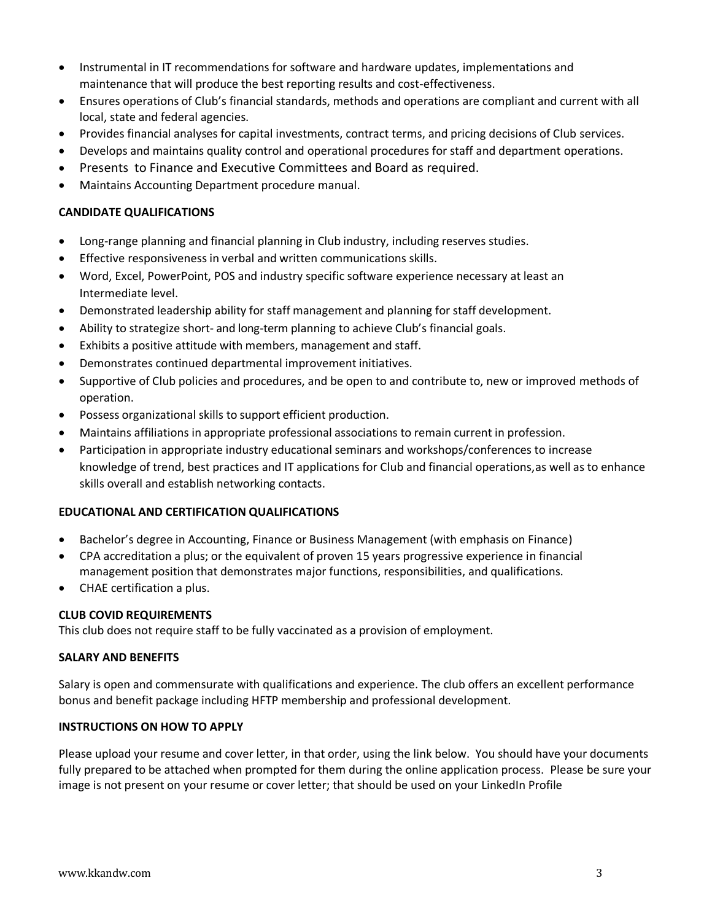- Instrumental in IT recommendations for software and hardware updates, implementations and maintenance that will produce the best reporting results and cost-effectiveness.
- Ensures operations of Club's financial standards, methods and operations are compliant and current with all local, state and federal agencies.
- Provides financial analyses for capital investments, contract terms, and pricing decisions of Club services.
- Develops and maintains quality control and operational procedures for staff and department operations.
- Presents to Finance and Executive Committees and Board as required.
- Maintains Accounting Department procedure manual.

**CANDIDATE QUALIFICATIONS**

- Long-range planning and financial planning in Club industry, including reserves studies.
- Effective responsiveness in verbal and written communications skills.
- Word, Excel, PowerPoint, POS and industry specific software experience necessary at least an Intermediate level.
- Demonstrated leadership ability for staff management and planning for staff development.
- Ability to strategize short- and long-term planning to achieve Club's financial goals.
- Exhibits a positive attitude with members, management and staff.
- Demonstrates continued departmental improvement initiatives.
- Supportive of Club policies and procedures, and be open to and contribute to, new or improved methods of operation.
- Possess organizational skills to support efficient production.
- Maintains affiliations in appropriate professional associations to remain current in profession.
- Participation in appropriate industry educational seminars and workshops/conferences to increase knowledge of trend, best practices and IT applications for Club and financial operations,as well as to enhance skills overall and establish networking contacts.

**EDUCATIONAL AND CERTIFICATION QUALIFICATIONS**

- Bachelor's degree in Accounting, Finance or Business Management (with emphasis on Finance)
- CPA accreditation a plus; or the equivalent of proven 15 years progressive experience in financial management position that demonstrates major functions, responsibilities, and qualifications.
- CHAE certification a plus.

**CLUB COVID REQUIREMENTS**

This club does not require staff to be fully vaccinated as a provision of employment.

**SALARY AND BENEFITS**

Salary is open and commensurate with qualifications and experience. The club offers an excellent performance bonus and benefit package including HFTP membership and professional development.

**INSTRUCTIONS ON HOW TO APPLY**

Please upload your resume and cover letter, in that order, using the link below. You should have your documents fully prepared to be attached when prompted for them during the online application process. Please be sure your image is not present on your resume or cover letter; that should be used on your LinkedIn Profile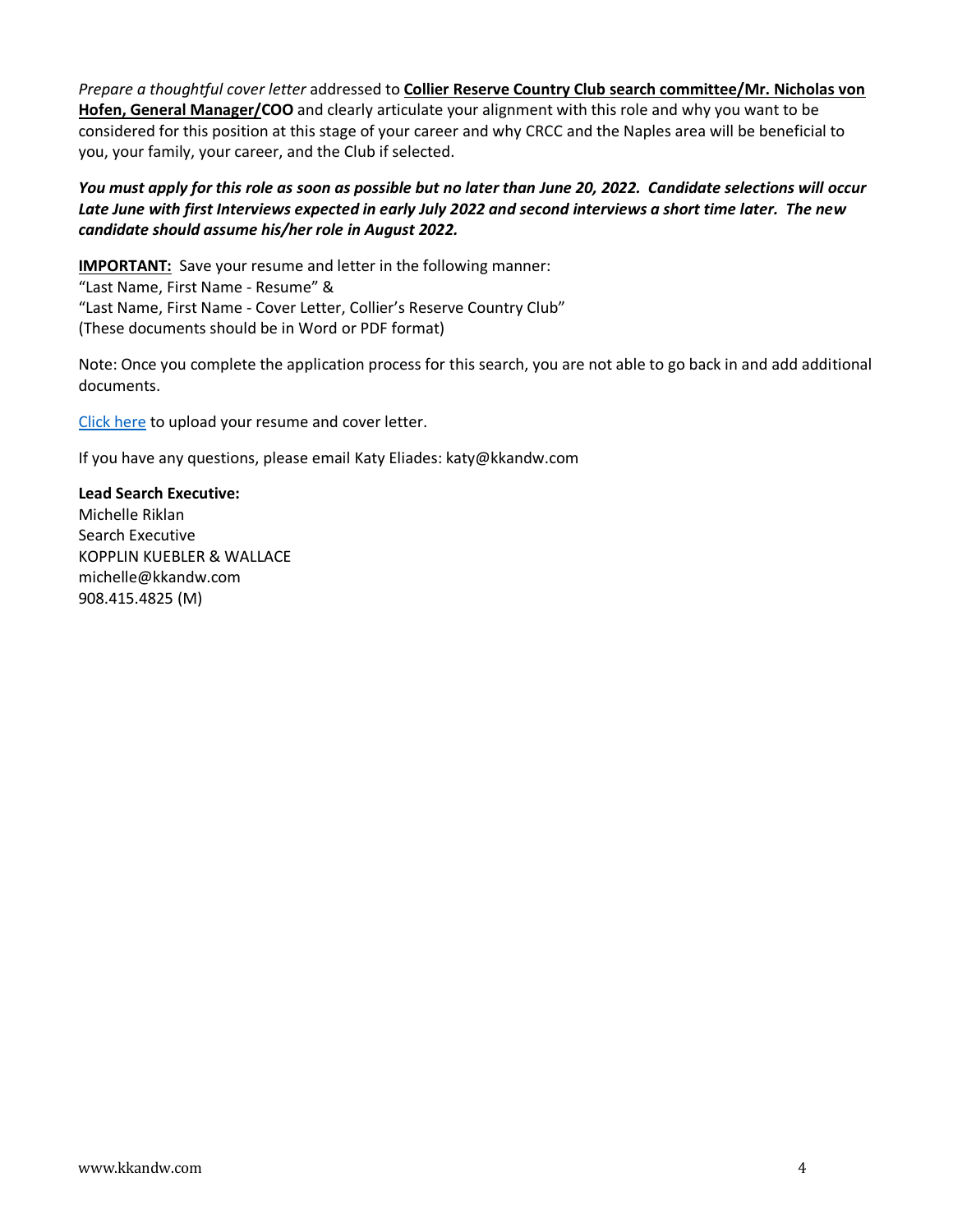*Prepare a thoughtful cover letter* addressed to **Collier Reserve Country Club search committee/Mr. Nicholas von Hofen, General Manager/COO** and clearly articulate your alignment with this role and why you want to be considered for this position at this stage of your career and why CRCC and the Naples area will be beneficial to you, your family, your career, and the Club if selected.

***You must apply for this role as soon as possible but no later than June 20, 2022. Candidate selections will occur Late June with first Interviews expected in early July 2022 and second interviews a short time later. The new candidate should assume his/her role in August 2022.***

**IMPORTANT:** Save your resume and letter in the following manner:
"Last Name, First Name - Resume" &
"Last Name, First Name - Cover Letter, Collier's Reserve Country Club"
(These documents should be in Word or PDF format)

Note: Once you complete the application process for this search, you are not able to go back in and add additional documents.

Click here to upload your resume and cover letter.

If you have any questions, please email Katy Eliades: katy@kkandw.com

**Lead Search Executive:**
Michelle Riklan
Search Executive
KOPPLIN KUEBLER & WALLACE
michelle@kkandw.com
908.415.4825 (M)